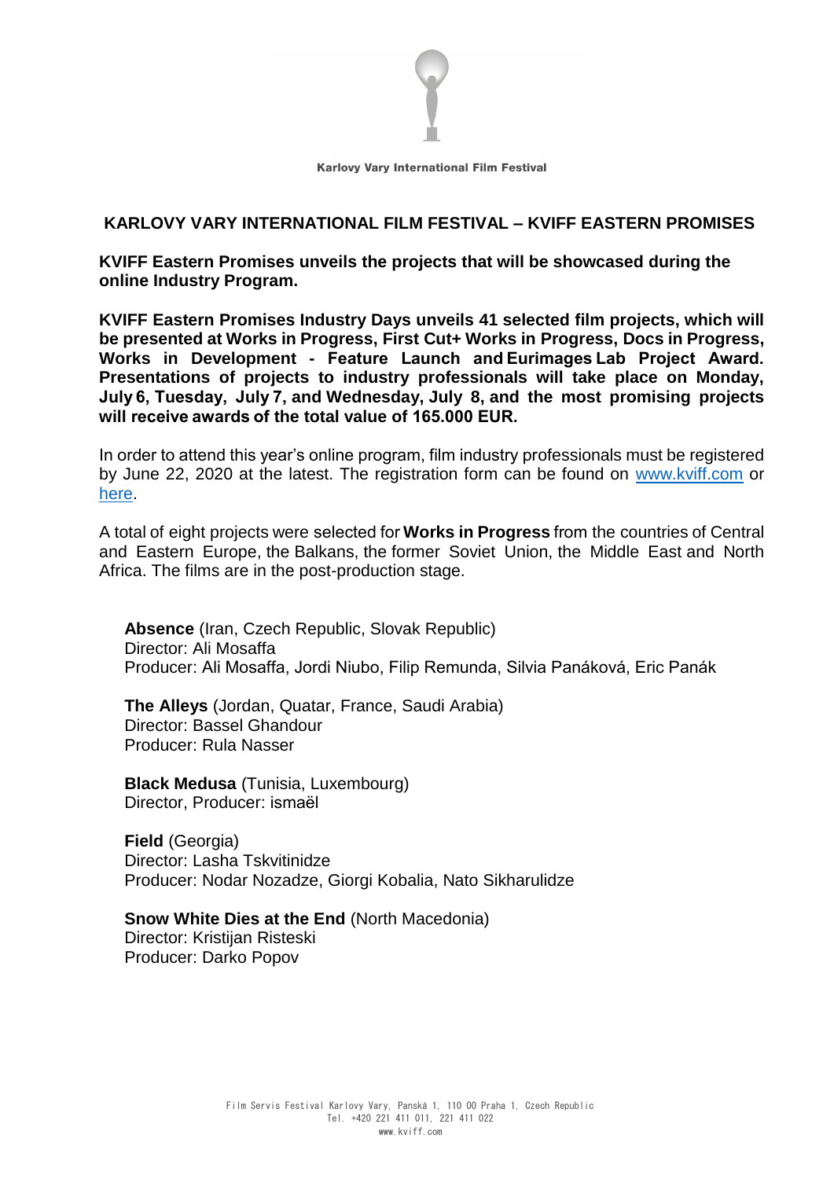Karlovy Vary International Film Festival

## KARLOVY VARY INTERNATIONAL FILM FESTIVAL – KVIFF EASTERN PROMISES

**KVIFF Eastern Promises unveils the projects that will be showcased during the online Industry Program.**

**KVIFF Eastern Promises Industry Days unveils 41 selected film projects, which will be presented at Works in Progress, First Cut+ Works in Progress, Docs in Progress, Works in Development - Feature Launch and Eurimages Lab Project Award. Presentations of projects to industry professionals will take place on Monday, July 6, Tuesday, July 7, and Wednesday, July 8, and the most promising projects will receive awards of the total value of 165.000 EUR.**

In order to attend this year's online program, film industry professionals must be registered by June 22, 2020 at the latest. The registration form can be found on [www.kviff.com](www.kviff.com) or [here]().

A total of eight projects were selected for **Works in Progress** from the countries of Central and Eastern Europe, the Balkans, the former Soviet Union, the Middle East and North Africa. The films are in the post-production stage.

**Absence** (Iran, Czech Republic, Slovak Republic)
Director: Ali Mosaffa
Producer: Ali Mosaffa, Jordi Niubo, Filip Remunda, Silvia Panáková, Eric Panák

**The Alleys** (Jordan, Quatar, France, Saudi Arabia)
Director: Bassel Ghandour
Producer: Rula Nasser

**Black Medusa** (Tunisia, Luxembourg)
Director, Producer: ismaël

**Field** (Georgia)
Director: Lasha Tskvitinidze
Producer: Nodar Nozadze, Giorgi Kobalia, Nato Sikharulidze

**Snow White Dies at the End** (North Macedonia)
Director: Kristijan Risteski
Producer: Darko Popov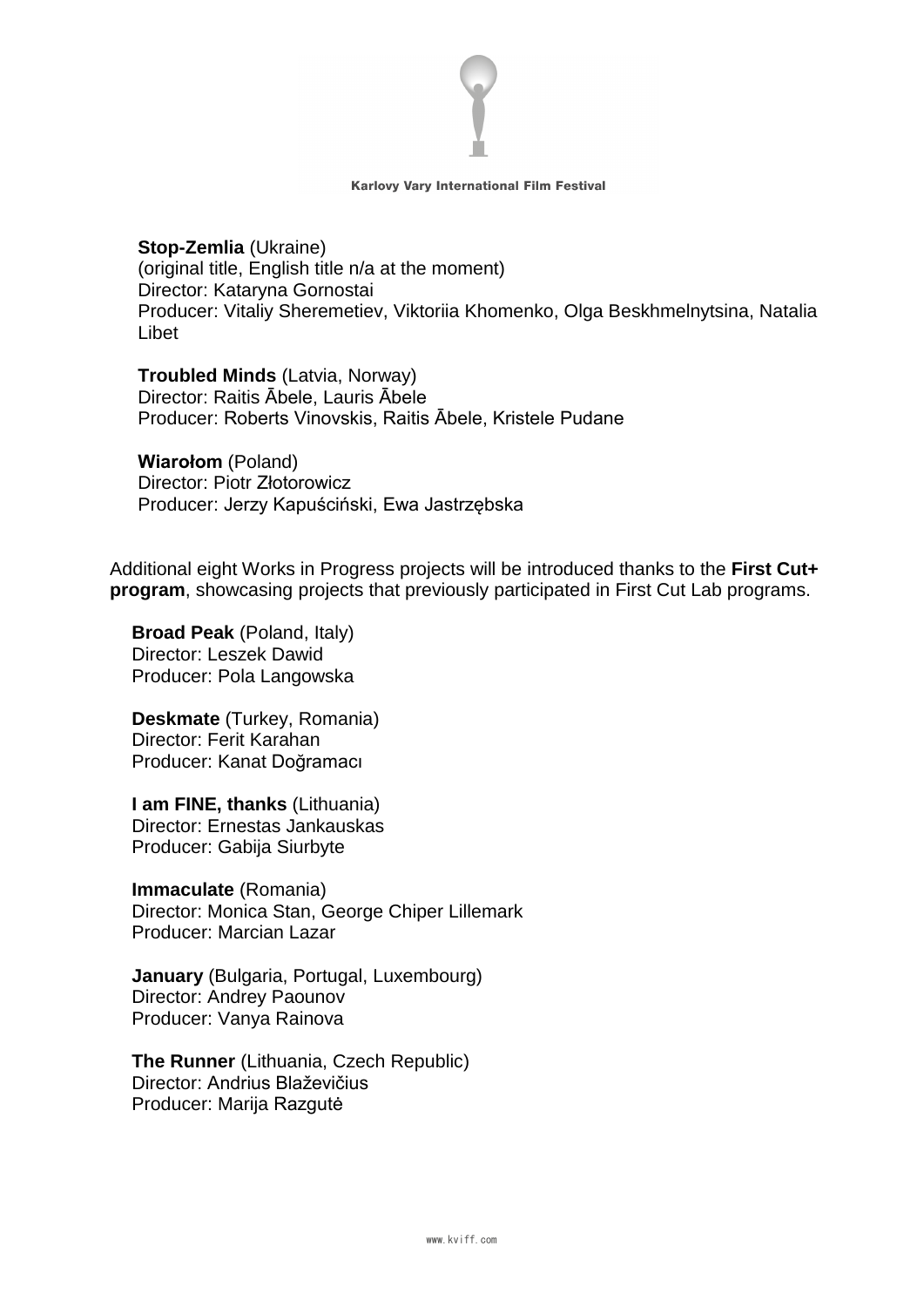**Stop-Zemlia** (Ukraine)
(original title, English title n/a at the moment)
Director: Kataryna Gornostai
Producer: Vitaliy Sheremetiev, Viktoriia Khomenko, Olga Beskhmelnytsina, Natalia Libet

**Troubled Minds** (Latvia, Norway)
Director: Raitis Ābele, Lauris Ābele
Producer: Roberts Vinovskis, Raitis Ābele, Kristele Pudane

**Wiarołom** (Poland)
Director: Piotr Złotorowicz
Producer: Jerzy Kapuściński, Ewa Jastrzębska

Additional eight Works in Progress projects will be introduced thanks to the **First Cut+ program**, showcasing projects that previously participated in First Cut Lab programs.

**Broad Peak** (Poland, Italy)
Director: Leszek Dawid
Producer: Pola Langowska

**Deskmate** (Turkey, Romania)
Director: Ferit Karahan
Producer: Kanat Doğramacı

**I am FINE, thanks** (Lithuania)
Director: Ernestas Jankauskas
Producer: Gabija Siurbyte

**Immaculate** (Romania)
Director: Monica Stan, George Chiper Lillemark
Producer: Marcian Lazar

**January** (Bulgaria, Portugal, Luxembourg)
Director: Andrey Paounov
Producer: Vanya Rainova

**The Runner** (Lithuania, Czech Republic)
Director: Andrius Blaževičius
Producer: Marija Razgutė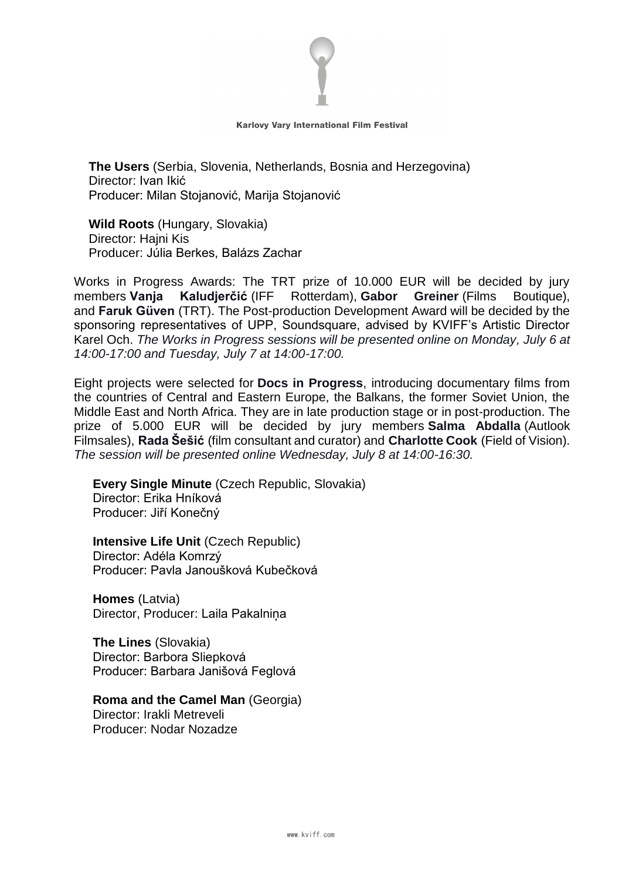**The Users** (Serbia, Slovenia, Netherlands, Bosnia and Herzegovina)
Director: Ivan Ikić
Producer: Milan Stojanović, Marija Stojanović

**Wild Roots** (Hungary, Slovakia)
Director: Hajni Kis
Producer: Júlia Berkes, Balázs Zachar

Works in Progress Awards: The TRT prize of 10.000 EUR will be decided by jury members **Vanja Kaludjerčić** (IFF Rotterdam), **Gabor Greiner** (Films Boutique), and **Faruk Güven** (TRT). The Post-production Development Award will be decided by the sponsoring representatives of UPP, Soundsquare, advised by KVIFF's Artistic Director Karel Och. *The Works in Progress sessions will be presented online on Monday, July 6 at 14:00-17:00 and Tuesday, July 7 at 14:00-17:00.*

Eight projects were selected for **Docs in Progress**, introducing documentary films from the countries of Central and Eastern Europe, the Balkans, the former Soviet Union, the Middle East and North Africa. They are in late production stage or in post-production. The prize of 5.000 EUR will be decided by jury members **Salma Abdalla** (Autlook Filmsales), **Rada Šešić** (film consultant and curator) and **Charlotte Cook** (Field of Vision). *The session will be presented online Wednesday, July 8 at 14:00-16:30.*

**Every Single Minute** (Czech Republic, Slovakia)
Director: Erika Hníková
Producer: Jiří Konečný

**Intensive Life Unit** (Czech Republic)
Director: Adéla Komrzý
Producer: Pavla Janoušková Kubečková

**Homes** (Latvia)
Director, Producer: Laila Pakalniņa

**The Lines** (Slovakia)
Director: Barbora Sliepková
Producer: Barbara Janišová Feglová

**Roma and the Camel Man** (Georgia)
Director: Irakli Metreveli
Producer: Nodar Nozadze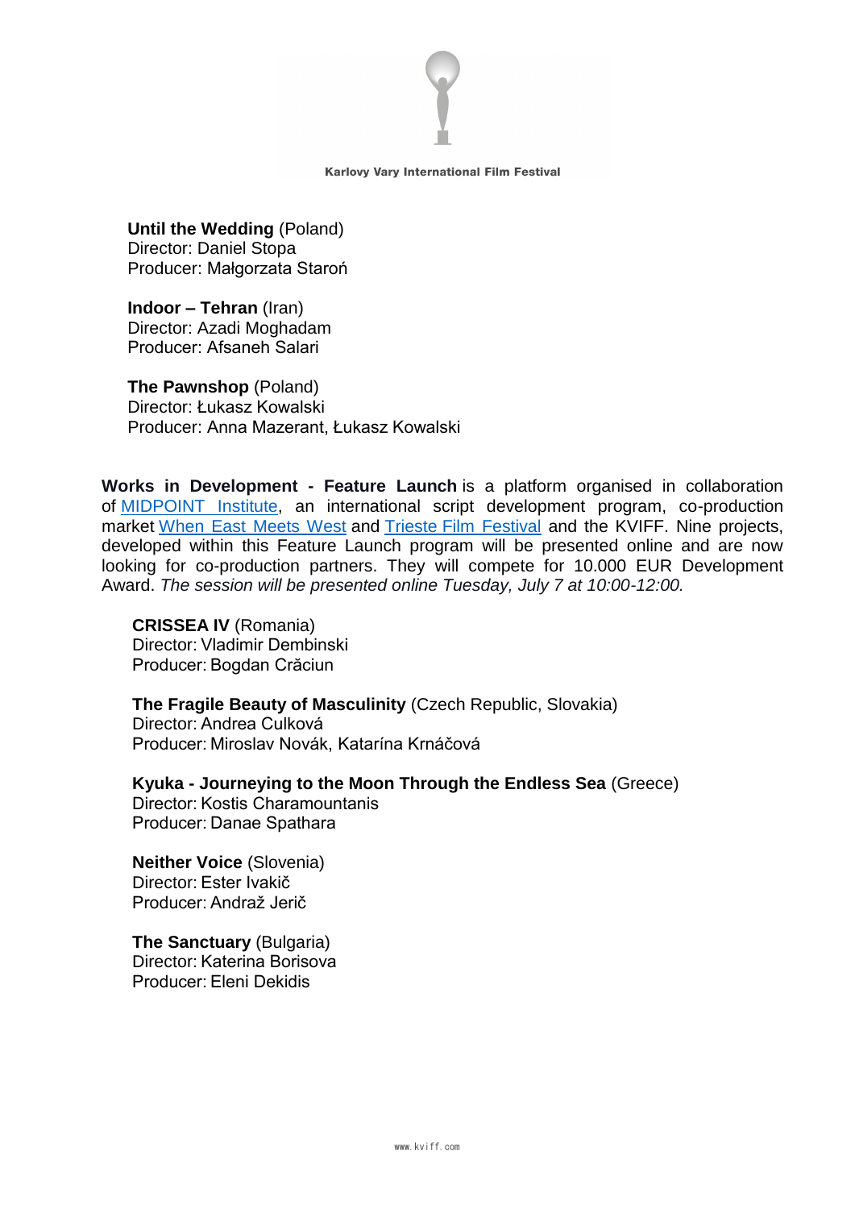**Until the Wedding** (Poland)
Director: Daniel Stopa
Producer: Małgorzata Staroń

**Indoor – Tehran** (Iran)
Director: Azadi Moghadam
Producer: Afsaneh Salari

**The Pawnshop** (Poland)
Director: Łukasz Kowalski
Producer: Anna Mazerant, Łukasz Kowalski

**Works in Development - Feature Launch** is a platform organised in collaboration of MIDPOINT Institute, an international script development program, co-production market When East Meets West and Trieste Film Festival and the KVIFF. Nine projects, developed within this Feature Launch program will be presented online and are now looking for co-production partners. They will compete for 10.000 EUR Development Award. *The session will be presented online Tuesday, July 7 at 10:00-12:00.*

**CRISSEA IV** (Romania)
Director: Vladimir Dembinski
Producer: Bogdan Crăciun

**The Fragile Beauty of Masculinity** (Czech Republic, Slovakia)
Director: Andrea Culková
Producer: Miroslav Novák, Katarína Krnáčová

**Kyuka - Journeying to the Moon Through the Endless Sea** (Greece)
Director: Kostis Charamountanis
Producer: Danae Spathara

**Neither Voice** (Slovenia)
Director: Ester Ivakič
Producer: Andraž Jerič

**The Sanctuary** (Bulgaria)
Director: Katerina Borisova
Producer: Eleni Dekidis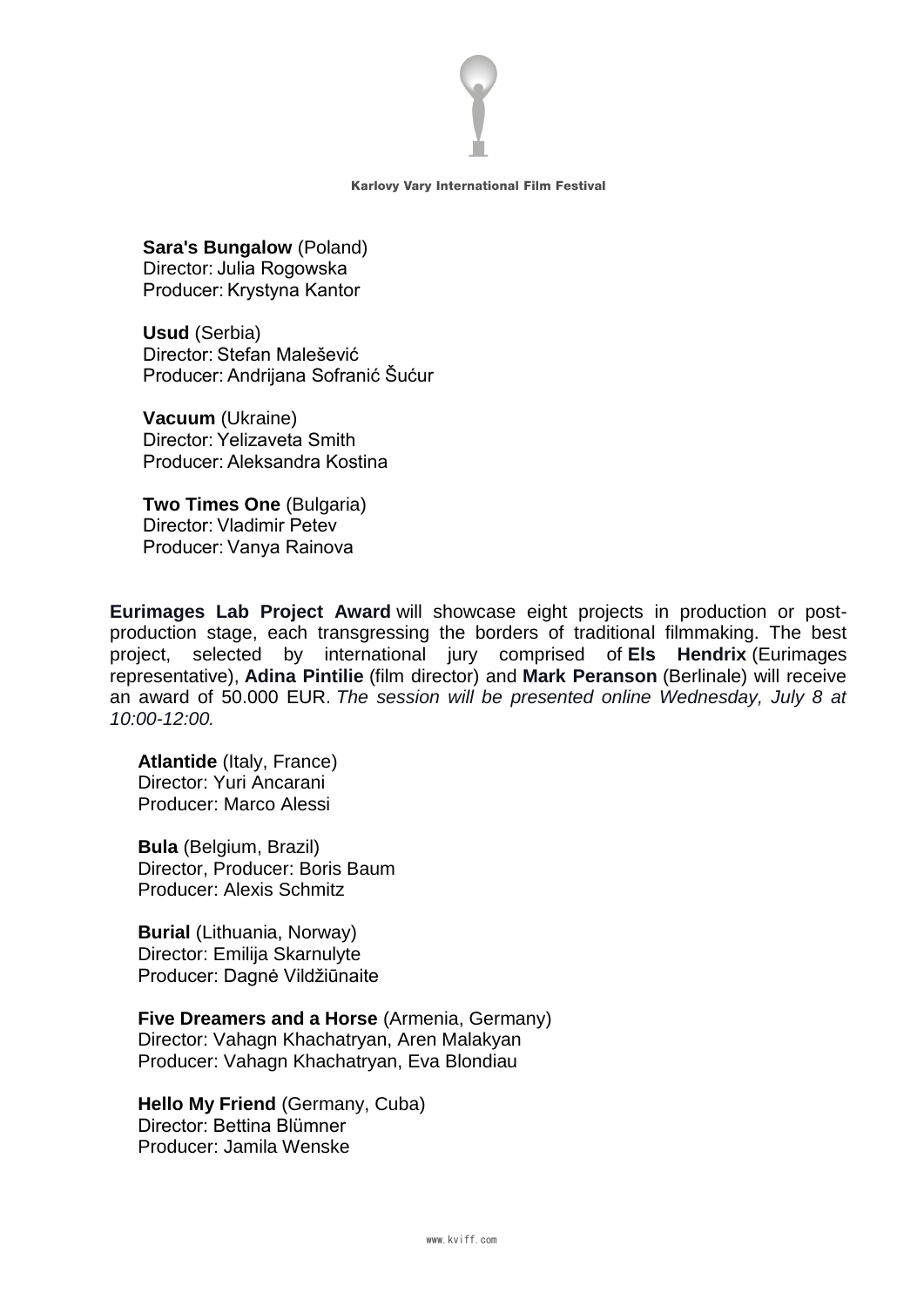**Sara's Bungalow** (Poland)
Director: Julia Rogowska
Producer: Krystyna Kantor

**Usud** (Serbia)
Director: Stefan Malešević
Producer: Andrijana Sofranić Šućur

**Vacuum** (Ukraine)
Director: Yelizaveta Smith
Producer: Aleksandra Kostina

**Two Times One** (Bulgaria)
Director: Vladimir Petev
Producer: Vanya Rainova

**Eurimages Lab Project Award** will showcase eight projects in production or post-production stage, each transgressing the borders of traditional filmmaking. The best project, selected by international jury comprised of **Els Hendrix** (Eurimages representative), **Adina Pintilie** (film director) and **Mark Peranson** (Berlinale) will receive an award of 50.000 EUR. *The session will be presented online Wednesday, July 8 at 10:00-12:00.*

**Atlantide** (Italy, France)
Director: Yuri Ancarani
Producer: Marco Alessi

**Bula** (Belgium, Brazil)
Director, Producer: Boris Baum
Producer: Alexis Schmitz

**Burial** (Lithuania, Norway)
Director: Emilija Skarnulyte
Producer: Dagnė Vildžiūnaite

**Five Dreamers and a Horse** (Armenia, Germany)
Director: Vahagn Khachatryan, Aren Malakyan
Producer: Vahagn Khachatryan, Eva Blondiau

**Hello My Friend** (Germany, Cuba)
Director: Bettina Blümner
Producer: Jamila Wenske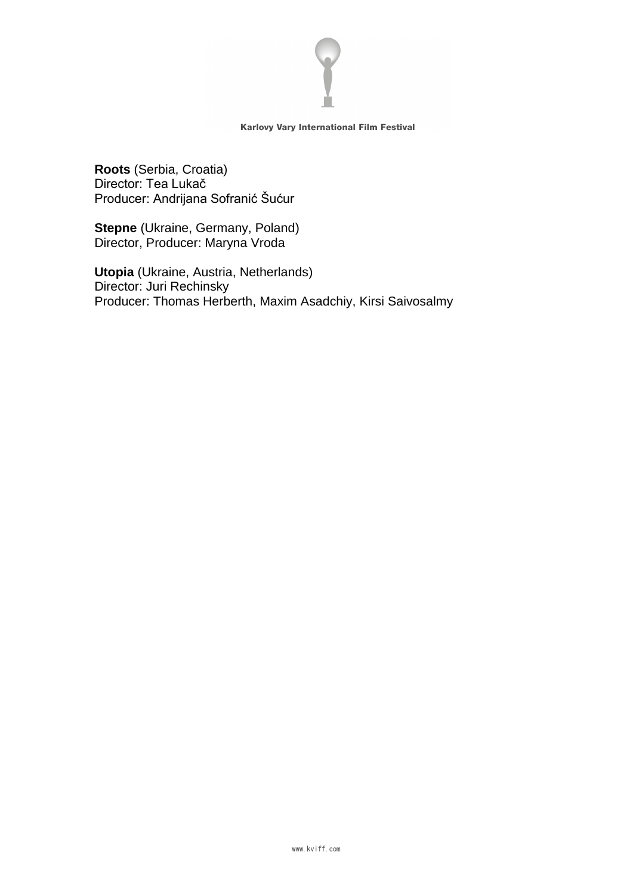**Roots** (Serbia, Croatia)
Director: Tea Lukač
Producer: Andrijana Sofranić Šućur

**Stepne** (Ukraine, Germany, Poland)
Director, Producer: Maryna Vroda

**Utopia** (Ukraine, Austria, Netherlands)
Director: Juri Rechinsky
Producer: Thomas Herberth, Maxim Asadchiy, Kirsi Saivosalmy